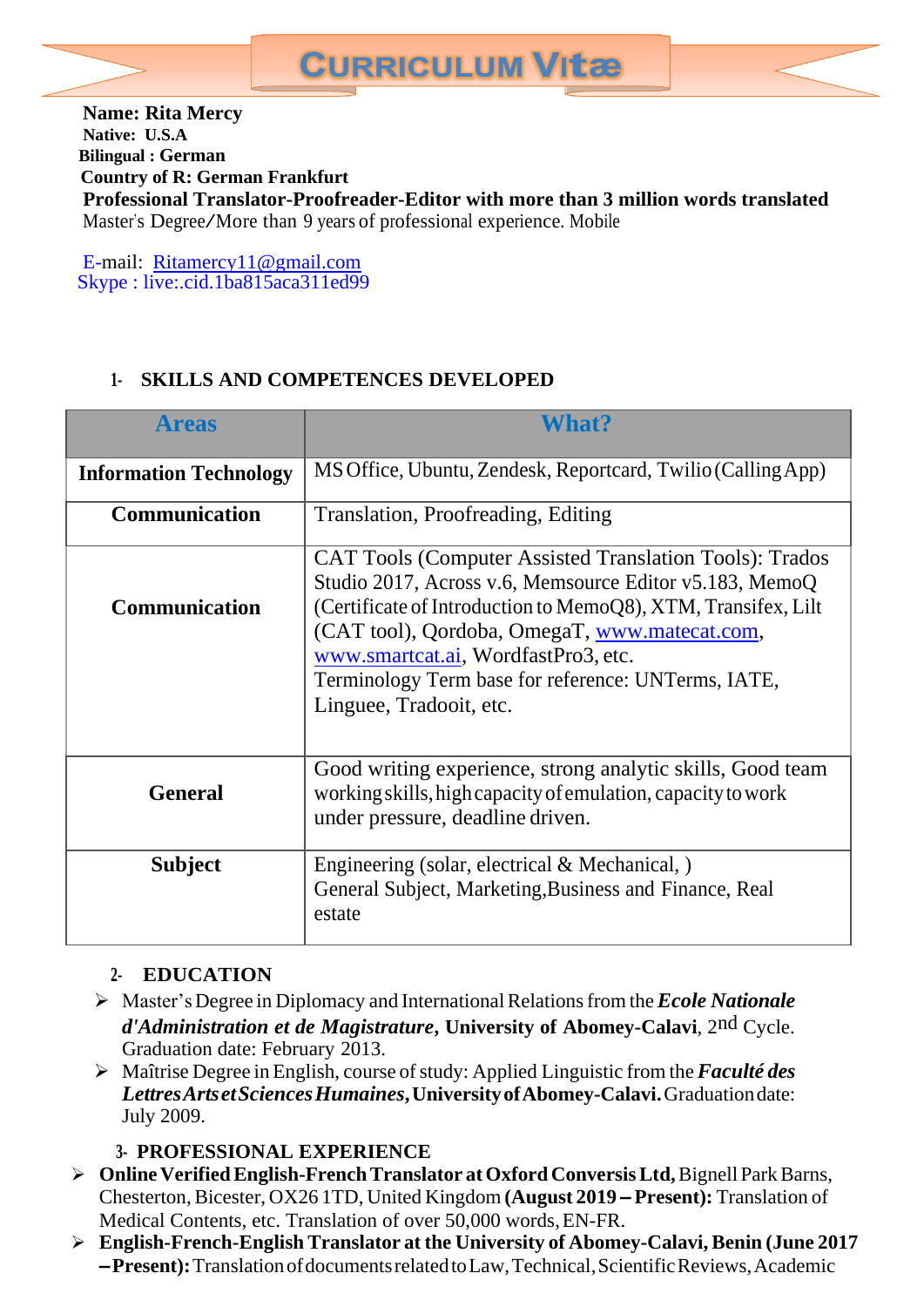# CURRICULUM Vitæ

**Name: Rita Mercy**
**Native: U.S.A**
**Bilingual : German**
**Country of R: German Frankfurt**
**Professional Translator-Proofreader-Editor with more than 3 million words translated**
Master's Degree/More than 9 years of professional experience. Mobile

E-mail: Ritamercy11@gmail.com
Skype : live:.cid.1ba815aca311ed99

## 1- SKILLS AND COMPETENCES DEVELOPED

| Areas | What? |
|---|---|
| **Information Technology** | MS Office, Ubuntu, Zendesk, Reportcard, Twilio (Calling App) |
| **Communication** | Translation, Proofreading, Editing |
| **Communication** | CAT Tools (Computer Assisted Translation Tools): Trados Studio 2017, Across v.6, Memsource Editor v5.183, MemoQ (Certificate of Introduction to MemoQ8), XTM, Transifex, Lilt (CAT tool), Qordoba, OmegaT, www.matecat.com, www.smartcat.ai, WordfastPro3, etc.<br>Terminology Term base for reference: UNTerms, IATE, Linguee, Tradooit, etc. |
| **General** | Good writing experience, strong analytic skills, Good team working skills, high capacity of emulation, capacity to work under pressure, deadline driven. |
| **Subject** | Engineering (solar, electrical & Mechanical, )<br>General Subject, Marketing,Business and Finance, Real estate |

## 2- EDUCATION

- Master's Degree in Diplomacy and International Relations from the ***Ecole Nationale d'Administration et de Magistrature***, **University of Abomey-Calavi**, 2nd Cycle. Graduation date: February 2013.
- Maîtrise Degree in English, course of study: Applied Linguistic from the ***Faculté des Lettres Arts et Sciences Humaines***, **University of Abomey-Calavi.** Graduation date: July 2009.

## 3- PROFESSIONAL EXPERIENCE

- **Online Verified English-French Translator at Oxford Conversis Ltd,** Bignell Park Barns, Chesterton, Bicester, OX26 1TD, United Kingdom **(August 2019 – Present):** Translation of Medical Contents, etc. Translation of over 50,000 words, EN-FR.
- **English-French-English Translator at the University of Abomey-Calavi, Benin (June 2017 – Present):** Translation of documents related to Law, Technical, Scientific Reviews, Academic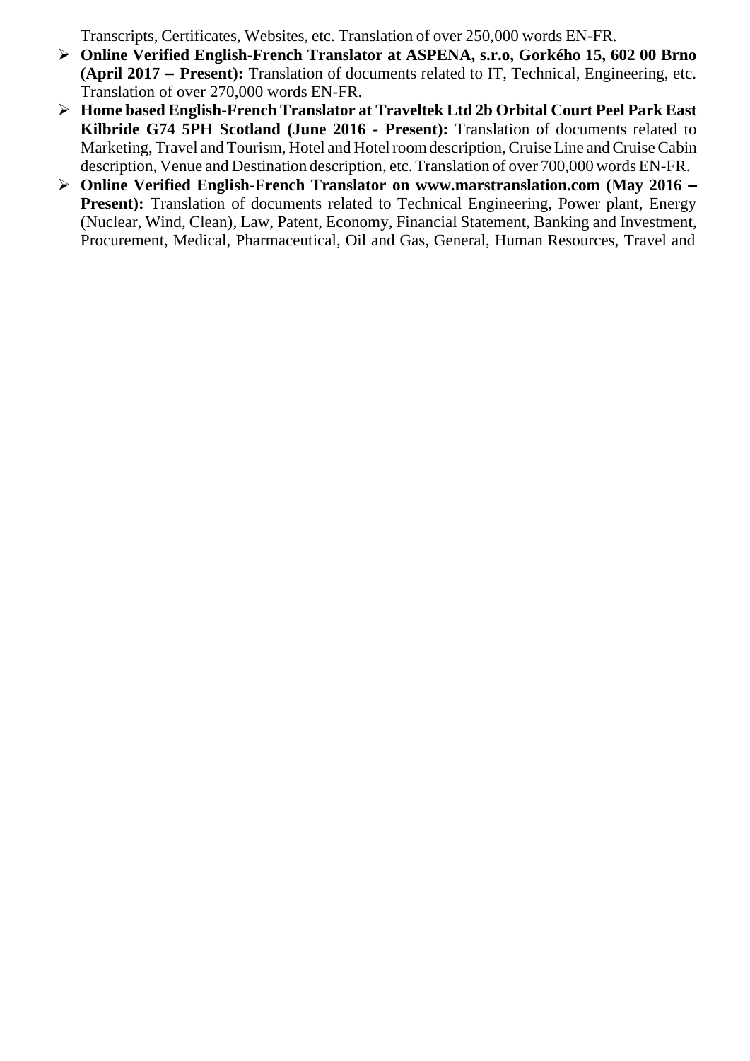Transcripts, Certificates, Websites, etc. Translation of over 250,000 words EN-FR.

- **Online Verified English-French Translator at ASPENA, s.r.o, Gorkého 15, 602 00 Brno (April 2017 – Present):** Translation of documents related to IT, Technical, Engineering, etc. Translation of over 270,000 words EN-FR.
- **Home based English-French Translator at Traveltek Ltd 2b Orbital Court Peel Park East Kilbride G74 5PH Scotland (June 2016 - Present):** Translation of documents related to Marketing, Travel and Tourism, Hotel and Hotel room description, Cruise Line and Cruise Cabin description, Venue and Destination description, etc. Translation of over 700,000 words EN-FR.
- **Online Verified English-French Translator on www.marstranslation.com (May 2016 – Present):** Translation of documents related to Technical Engineering, Power plant, Energy (Nuclear, Wind, Clean), Law, Patent, Economy, Financial Statement, Banking and Investment, Procurement, Medical, Pharmaceutical, Oil and Gas, General, Human Resources, Travel and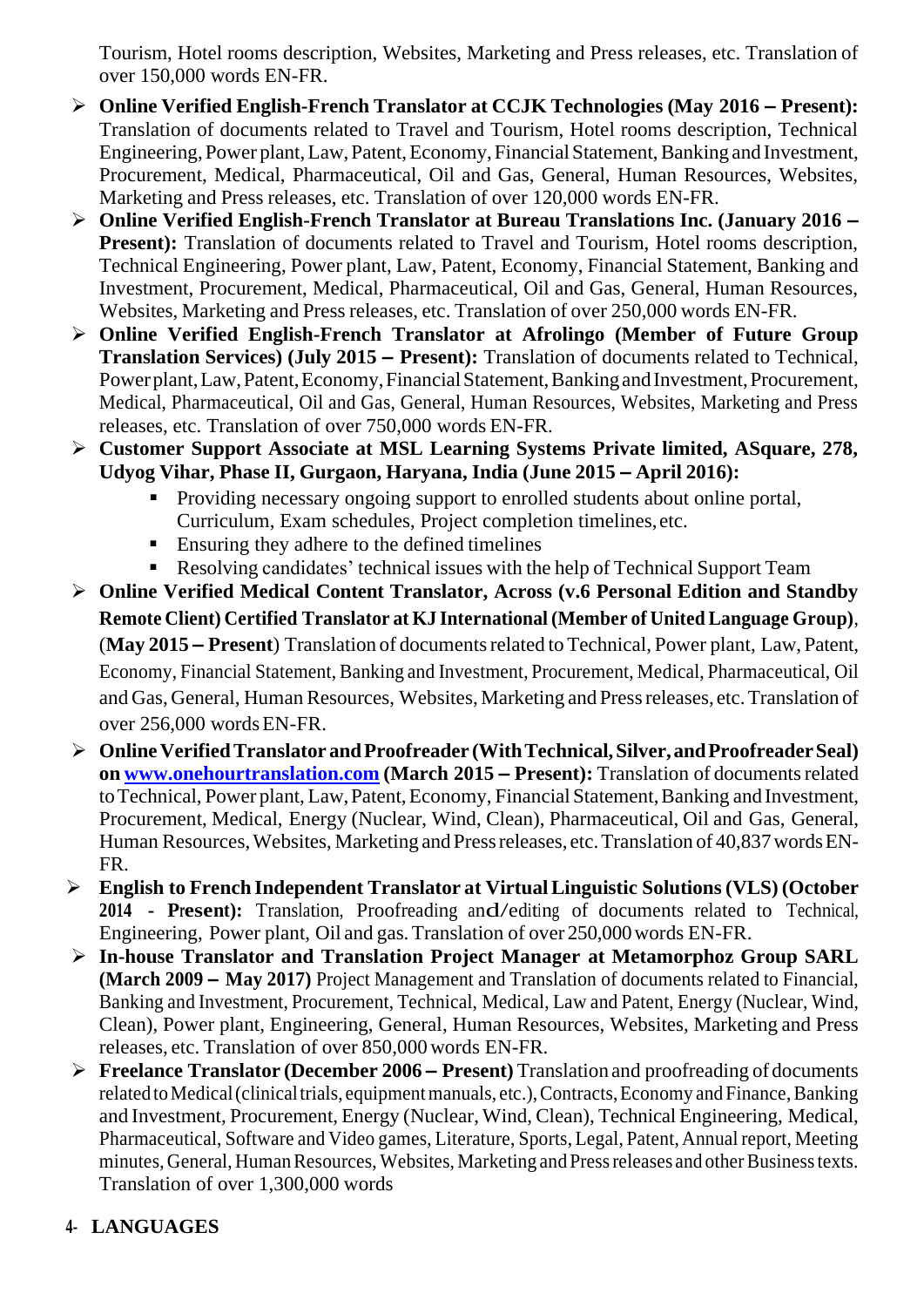Tourism, Hotel rooms description, Websites, Marketing and Press releases, etc. Translation of over 150,000 words EN-FR.

- **Online Verified English-French Translator at CCJK Technologies (May 2016 – Present):** Translation of documents related to Travel and Tourism, Hotel rooms description, Technical Engineering, Power plant, Law, Patent, Economy, Financial Statement, Banking and Investment, Procurement, Medical, Pharmaceutical, Oil and Gas, General, Human Resources, Websites, Marketing and Press releases, etc. Translation of over 120,000 words EN-FR.
- **Online Verified English-French Translator at Bureau Translations Inc. (January 2016 – Present):** Translation of documents related to Travel and Tourism, Hotel rooms description, Technical Engineering, Power plant, Law, Patent, Economy, Financial Statement, Banking and Investment, Procurement, Medical, Pharmaceutical, Oil and Gas, General, Human Resources, Websites, Marketing and Press releases, etc. Translation of over 250,000 words EN-FR.
- **Online Verified English-French Translator at Afrolingo (Member of Future Group Translation Services) (July 2015 – Present):** Translation of documents related to Technical, Power plant, Law, Patent, Economy, Financial Statement, Banking and Investment, Procurement, Medical, Pharmaceutical, Oil and Gas, General, Human Resources, Websites, Marketing and Press releases, etc. Translation of over 750,000 words EN-FR.
- **Customer Support Associate at MSL Learning Systems Private limited, ASquare, 278, Udyog Vihar, Phase II, Gurgaon, Haryana, India (June 2015 – April 2016):**
  - Providing necessary ongoing support to enrolled students about online portal, Curriculum, Exam schedules, Project completion timelines, etc.
  - Ensuring they adhere to the defined timelines
  - Resolving candidates' technical issues with the help of Technical Support Team
- **Online Verified Medical Content Translator, Across (v.6 Personal Edition and Standby Remote Client) Certified Translator at KJ International (Member of United Language Group)**, (**May 2015 – Present**) Translation of documents related to Technical, Power plant, Law, Patent, Economy, Financial Statement, Banking and Investment, Procurement, Medical, Pharmaceutical, Oil and Gas, General, Human Resources, Websites, Marketing and Press releases, etc. Translation of over 256,000 words EN-FR.
- **Online Verified Translator and Proofreader (With Technical, Silver, and Proofreader Seal) on [www.onehourtranslation.com](http://www.onehourtranslation.com) (March 2015 – Present):** Translation of documents related to Technical, Power plant, Law, Patent, Economy, Financial Statement, Banking and Investment, Procurement, Medical, Energy (Nuclear, Wind, Clean), Pharmaceutical, Oil and Gas, General, Human Resources, Websites, Marketing and Press releases, etc. Translation of 40,837 words EN-FR.
- **English to French Independent Translator at Virtual Linguistic Solutions (VLS) (October 2014 - Present):** Translation, Proofreading and/editing of documents related to Technical, Engineering, Power plant, Oil and gas. Translation of over 250,000 words EN-FR.
- **In-house Translator and Translation Project Manager at Metamorphoz Group SARL (March 2009 – May 2017)** Project Management and Translation of documents related to Financial, Banking and Investment, Procurement, Technical, Medical, Law and Patent, Energy (Nuclear, Wind, Clean), Power plant, Engineering, General, Human Resources, Websites, Marketing and Press releases, etc. Translation of over 850,000 words EN-FR.
- **Freelance Translator (December 2006 – Present)** Translation and proofreading of documents related to Medical (clinical trials, equipment manuals, etc.), Contracts, Economy and Finance, Banking and Investment, Procurement, Energy (Nuclear, Wind, Clean), Technical Engineering, Medical, Pharmaceutical, Software and Video games, Literature, Sports, Legal, Patent, Annual report, Meeting minutes, General, Human Resources, Websites, Marketing and Press releases and other Business texts. Translation of over 1,300,000 words

## 4- LANGUAGES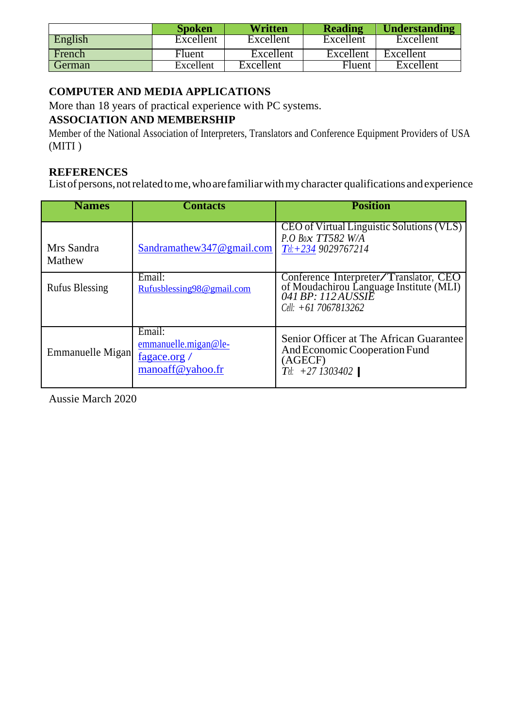| | Spoken | Written | Reading | Understanding |
|---|---|---|---|---|
| English | Excellent | Excellent | Excellent | Excellent |
| French | Fluent | Excellent | Excellent | Excellent |
| German | Excellent | Excellent | Fluent | Excellent |

**COMPUTER AND MEDIA APPLICATIONS**

More than 18 years of practical experience with PC systems.

**ASSOCIATION AND MEMBERSHIP**

Member of the National Association of Interpreters, Translators and Conference Equipment Providers of USA (MITI )

**REFERENCES**

List of persons, not related to me, who are familiar with my character qualifications and experience

| Names | Contacts | Position |
|---|---|---|
| Mrs Sandra Mathew | Sandramathew347@gmail.com | CEO of Virtual Linguistic Solutions (VLS) *P.O Box TT582 W/A* *Tel:+234 9029767214* |
| Rufus Blessing | Email: Rufusblessing98@gmail.com | Conference Interpreter/Translator, CEO of Moudachirou Language Institute (MLI) *041 BP: 112 AUSSIE* *Cell: +61 7067813262* |
| Emmanuelle Migan | Email: emmanuelle.migan@le-fagace.org / manoaff@yahoo.fr | Senior Officer at The African Guarantee And Economic Cooperation Fund (AGECF) *Tel: +27 1303402* |

Aussie March 2020